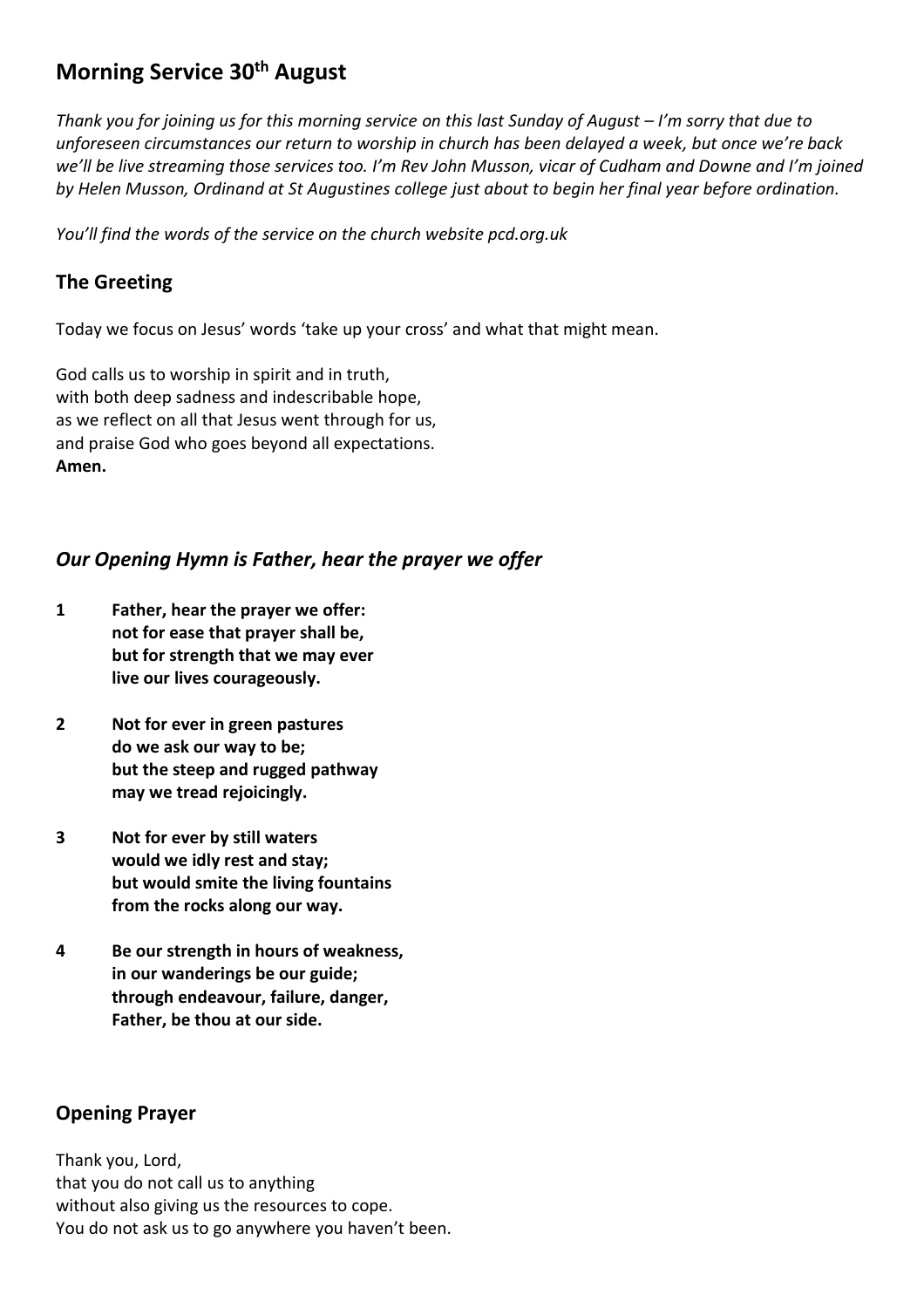# Morning Service 30th August

*Thank you for joining us for this morning service on this last Sunday of August – I'm sorry that due to unforeseen circumstances our return to worship in church has been delayed a week, but once we're back we'll be live streaming those services too. I'm Rev John Musson, vicar of Cudham and Downe and I'm joined by Helen Musson, Ordinand at St Augustines college just about to begin her final year before ordination.*

*You'll find the words of the service on the church website pcd.org.uk*

## The Greeting

Today we focus on Jesus' words 'take up your cross' and what that might mean.

God calls us to worship in spirit and in truth,
with both deep sadness and indescribable hope,
as we reflect on all that Jesus went through for us,
and praise God who goes beyond all expectations.
**Amen.**

## *Our Opening Hymn is Father, hear the prayer we offer*

**1 Father, hear the prayer we offer:
not for ease that prayer shall be,
but for strength that we may ever
live our lives courageously.**

**2 Not for ever in green pastures
do we ask our way to be;
but the steep and rugged pathway
may we tread rejoicingly.**

**3 Not for ever by still waters
would we idly rest and stay;
but would smite the living fountains
from the rocks along our way.**

**4 Be our strength in hours of weakness,
in our wanderings be our guide;
through endeavour, failure, danger,
Father, be thou at our side.**

## Opening Prayer

Thank you, Lord,
that you do not call us to anything
without also giving us the resources to cope.
You do not ask us to go anywhere you haven't been.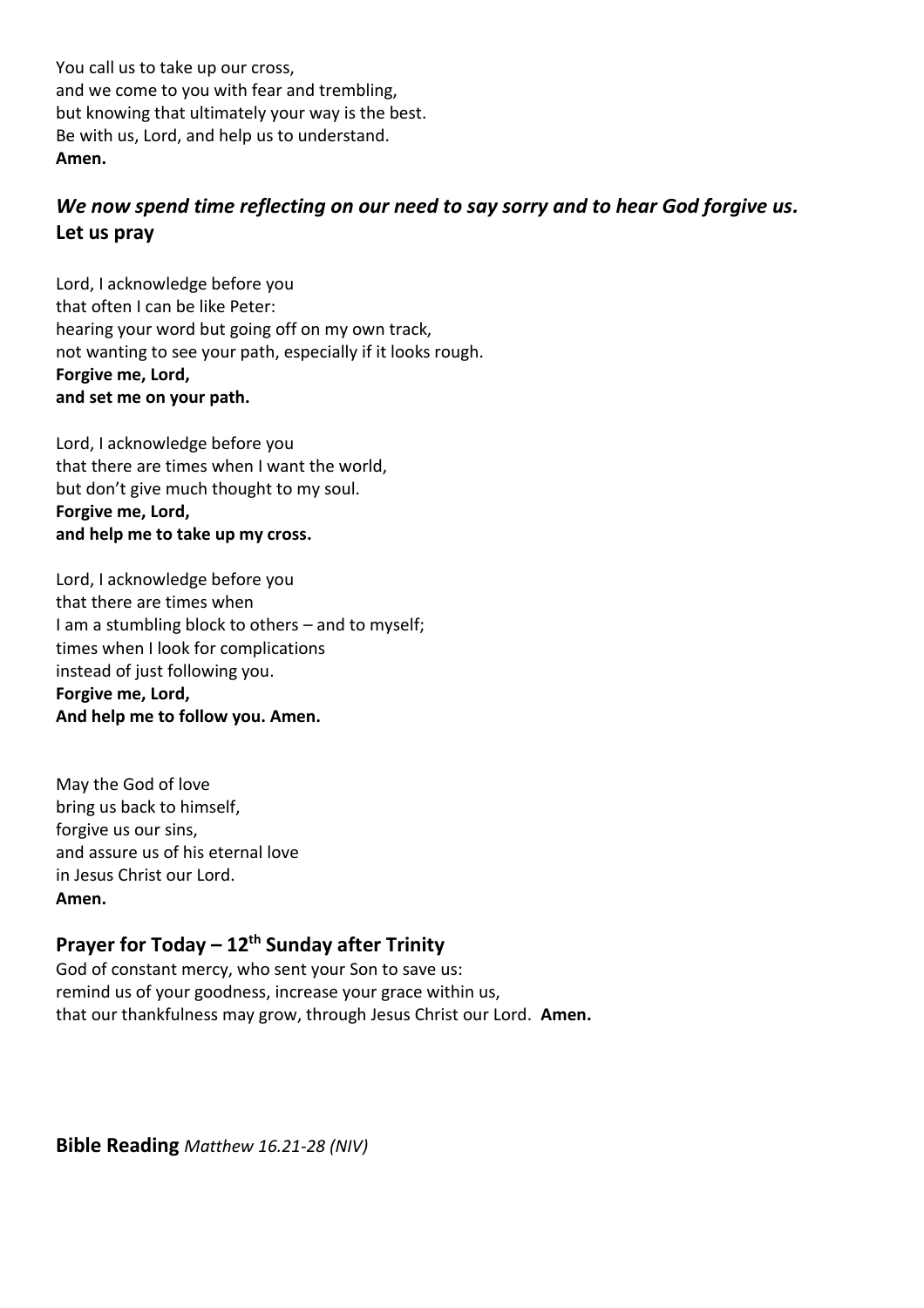You call us to take up our cross,
and we come to you with fear and trembling,
but knowing that ultimately your way is the best.
Be with us, Lord, and help us to understand.
**Amen.**

### *We now spend time reflecting on our need to say sorry and to hear God forgive us.* Let us pray

Lord, I acknowledge before you
that often I can be like Peter:
hearing your word but going off on my own track,
not wanting to see your path, especially if it looks rough.
**Forgive me, Lord,**
**and set me on your path.**

Lord, I acknowledge before you
that there are times when I want the world,
but don't give much thought to my soul.
**Forgive me, Lord,**
**and help me to take up my cross.**

Lord, I acknowledge before you
that there are times when
I am a stumbling block to others – and to myself;
times when I look for complications
instead of just following you.
**Forgive me, Lord,**
**And help me to follow you. Amen.**

May the God of love
bring us back to himself,
forgive us our sins,
and assure us of his eternal love
in Jesus Christ our Lord.
**Amen.**

### Prayer for Today – 12th Sunday after Trinity

God of constant mercy, who sent your Son to save us:
remind us of your goodness, increase your grace within us,
that our thankfulness may grow, through Jesus Christ our Lord. **Amen.**

**Bible Reading** *Matthew 16.21-28 (NIV)*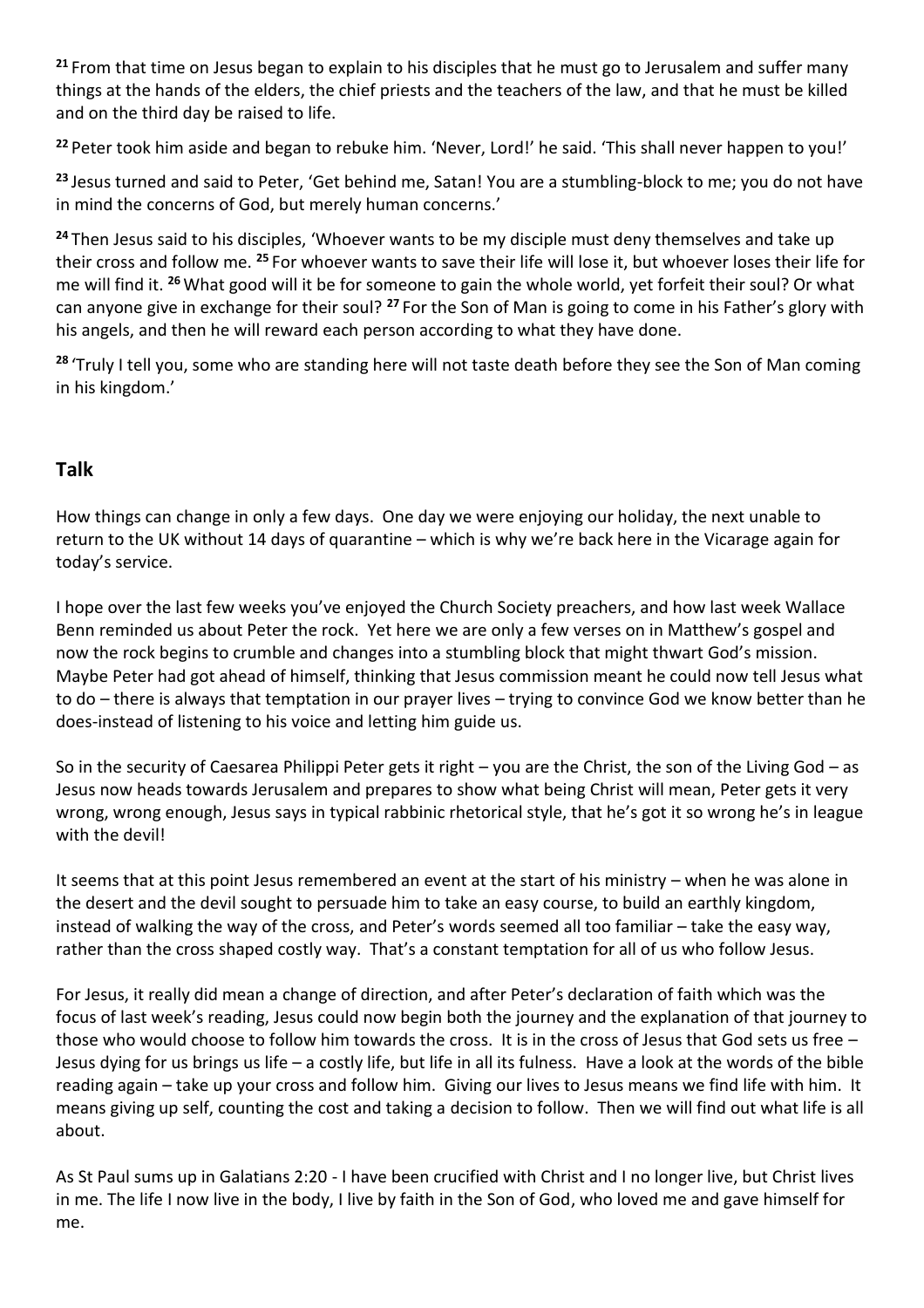[21] From that time on Jesus began to explain to his disciples that he must go to Jerusalem and suffer many things at the hands of the elders, the chief priests and the teachers of the law, and that he must be killed and on the third day be raised to life.

[22] Peter took him aside and began to rebuke him. 'Never, Lord!' he said. 'This shall never happen to you!'

[23] Jesus turned and said to Peter, 'Get behind me, Satan! You are a stumbling-block to me; you do not have in mind the concerns of God, but merely human concerns.'

[24] Then Jesus said to his disciples, 'Whoever wants to be my disciple must deny themselves and take up their cross and follow me. [25] For whoever wants to save their life will lose it, but whoever loses their life for me will find it. [26] What good will it be for someone to gain the whole world, yet forfeit their soul? Or what can anyone give in exchange for their soul? [27] For the Son of Man is going to come in his Father's glory with his angels, and then he will reward each person according to what they have done.

[28] 'Truly I tell you, some who are standing here will not taste death before they see the Son of Man coming in his kingdom.'

## Talk

How things can change in only a few days. One day we were enjoying our holiday, the next unable to return to the UK without 14 days of quarantine – which is why we're back here in the Vicarage again for today's service.

I hope over the last few weeks you've enjoyed the Church Society preachers, and how last week Wallace Benn reminded us about Peter the rock. Yet here we are only a few verses on in Matthew's gospel and now the rock begins to crumble and changes into a stumbling block that might thwart God's mission. Maybe Peter had got ahead of himself, thinking that Jesus commission meant he could now tell Jesus what to do – there is always that temptation in our prayer lives – trying to convince God we know better than he does-instead of listening to his voice and letting him guide us.

So in the security of Caesarea Philippi Peter gets it right – you are the Christ, the son of the Living God – as Jesus now heads towards Jerusalem and prepares to show what being Christ will mean, Peter gets it very wrong, wrong enough, Jesus says in typical rabbinic rhetorical style, that he's got it so wrong he's in league with the devil!

It seems that at this point Jesus remembered an event at the start of his ministry – when he was alone in the desert and the devil sought to persuade him to take an easy course, to build an earthly kingdom, instead of walking the way of the cross, and Peter's words seemed all too familiar – take the easy way, rather than the cross shaped costly way. That's a constant temptation for all of us who follow Jesus.

For Jesus, it really did mean a change of direction, and after Peter's declaration of faith which was the focus of last week's reading, Jesus could now begin both the journey and the explanation of that journey to those who would choose to follow him towards the cross. It is in the cross of Jesus that God sets us free – Jesus dying for us brings us life – a costly life, but life in all its fulness. Have a look at the words of the bible reading again – take up your cross and follow him. Giving our lives to Jesus means we find life with him. It means giving up self, counting the cost and taking a decision to follow. Then we will find out what life is all about.

As St Paul sums up in Galatians 2:20 - I have been crucified with Christ and I no longer live, but Christ lives in me. The life I now live in the body, I live by faith in the Son of God, who loved me and gave himself for me.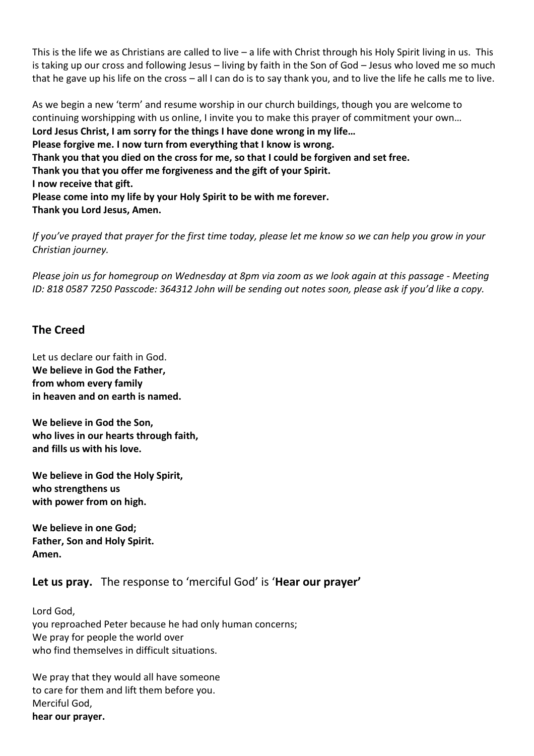This is the life we as Christians are called to live – a life with Christ through his Holy Spirit living in us. This is taking up our cross and following Jesus – living by faith in the Son of God – Jesus who loved me so much that he gave up his life on the cross – all I can do is to say thank you, and to live the life he calls me to live.

As we begin a new 'term' and resume worship in our church buildings, though you are welcome to continuing worshipping with us online, I invite you to make this prayer of commitment your own…
**Lord Jesus Christ, I am sorry for the things I have done wrong in my life…**
**Please forgive me. I now turn from everything that I know is wrong.**
**Thank you that you died on the cross for me, so that I could be forgiven and set free.**
**Thank you that you offer me forgiveness and the gift of your Spirit.**
**I now receive that gift.**
**Please come into my life by your Holy Spirit to be with me forever.**
**Thank you Lord Jesus, Amen.**

*If you've prayed that prayer for the first time today, please let me know so we can help you grow in your Christian journey.*

*Please join us for homegroup on Wednesday at 8pm via zoom as we look again at this passage - Meeting ID: 818 0587 7250 Passcode: 364312 John will be sending out notes soon, please ask if you'd like a copy.*

## The Creed

Let us declare our faith in God.
**We believe in God the Father,**
**from whom every family**
**in heaven and on earth is named.**

**We believe in God the Son,**
**who lives in our hearts through faith,**
**and fills us with his love.**

**We believe in God the Holy Spirit,**
**who strengthens us**
**with power from on high.**

**We believe in one God;**
**Father, Son and Holy Spirit.**
**Amen.**

**Let us pray.** The response to 'merciful God' is '**Hear our prayer'**

Lord God,
you reproached Peter because he had only human concerns;
We pray for people the world over
who find themselves in difficult situations.

We pray that they would all have someone
to care for them and lift them before you.
Merciful God,
**hear our prayer.**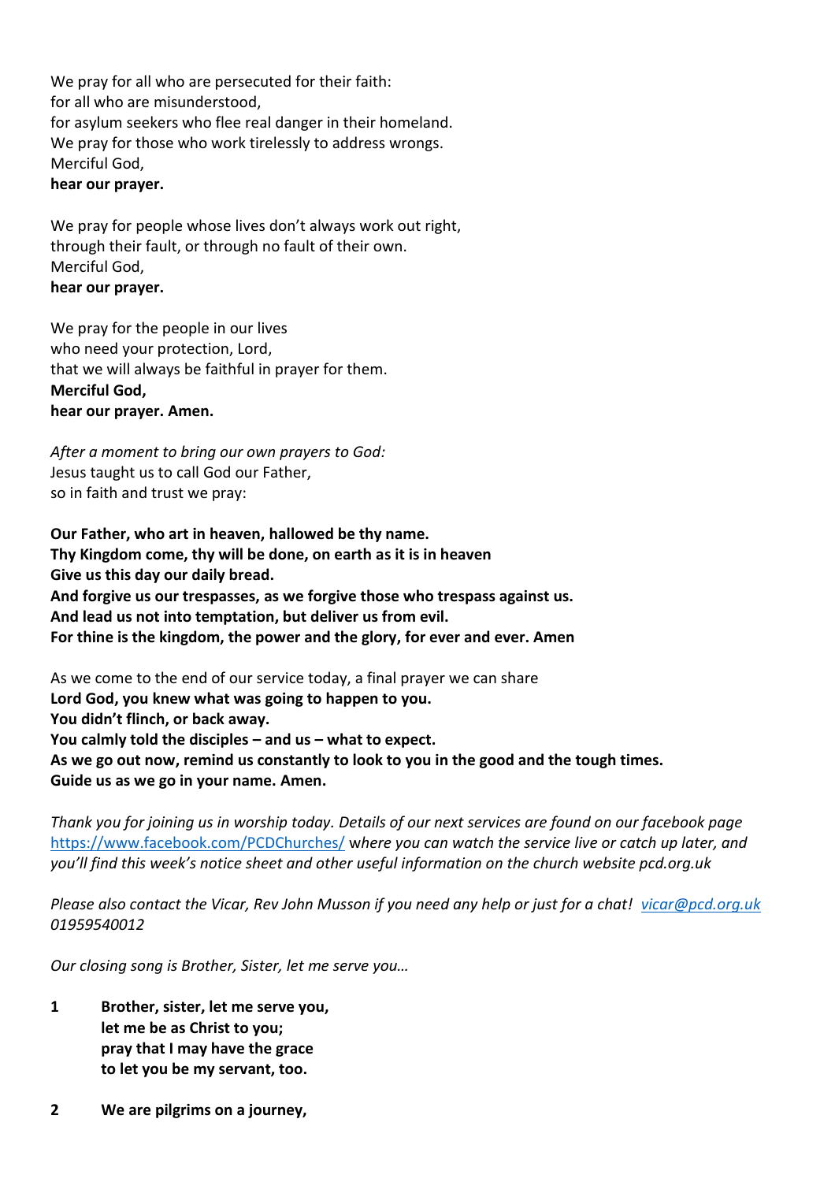We pray for all who are persecuted for their faith:
for all who are misunderstood,
for asylum seekers who flee real danger in their homeland.
We pray for those who work tirelessly to address wrongs.
Merciful God,
**hear our prayer.**

We pray for people whose lives don't always work out right,
through their fault, or through no fault of their own.
Merciful God,
**hear our prayer.**

We pray for the people in our lives
who need your protection, Lord,
that we will always be faithful in prayer for them.
**Merciful God,**
**hear our prayer. Amen.**

*After a moment to bring our own prayers to God:*
Jesus taught us to call God our Father,
so in faith and trust we pray:

**Our Father, who art in heaven, hallowed be thy name.**
**Thy Kingdom come, thy will be done, on earth as it is in heaven**
**Give us this day our daily bread.**
**And forgive us our trespasses, as we forgive those who trespass against us.**
**And lead us not into temptation, but deliver us from evil.**
**For thine is the kingdom, the power and the glory, for ever and ever. Amen**

As we come to the end of our service today, a final prayer we can share
**Lord God, you knew what was going to happen to you.**
**You didn't flinch, or back away.**
**You calmly told the disciples – and us – what to expect.**
**As we go out now, remind us constantly to look to you in the good and the tough times.**
**Guide us as we go in your name. Amen.**

*Thank you for joining us in worship today. Details of our next services are found on our facebook page* https://www.facebook.com/PCDChurches/ *where you can watch the service live or catch up later, and you'll find this week's notice sheet and other useful information on the church website pcd.org.uk*

*Please also contact the Vicar, Rev John Musson if you need any help or just for a chat!* vicar@pcd.org.uk *01959540012*

*Our closing song is Brother, Sister, let me serve you…*

**1** **Brother, sister, let me serve you,**
**let me be as Christ to you;**
**pray that I may have the grace**
**to let you be my servant, too.**

**2** **We are pilgrims on a journey,**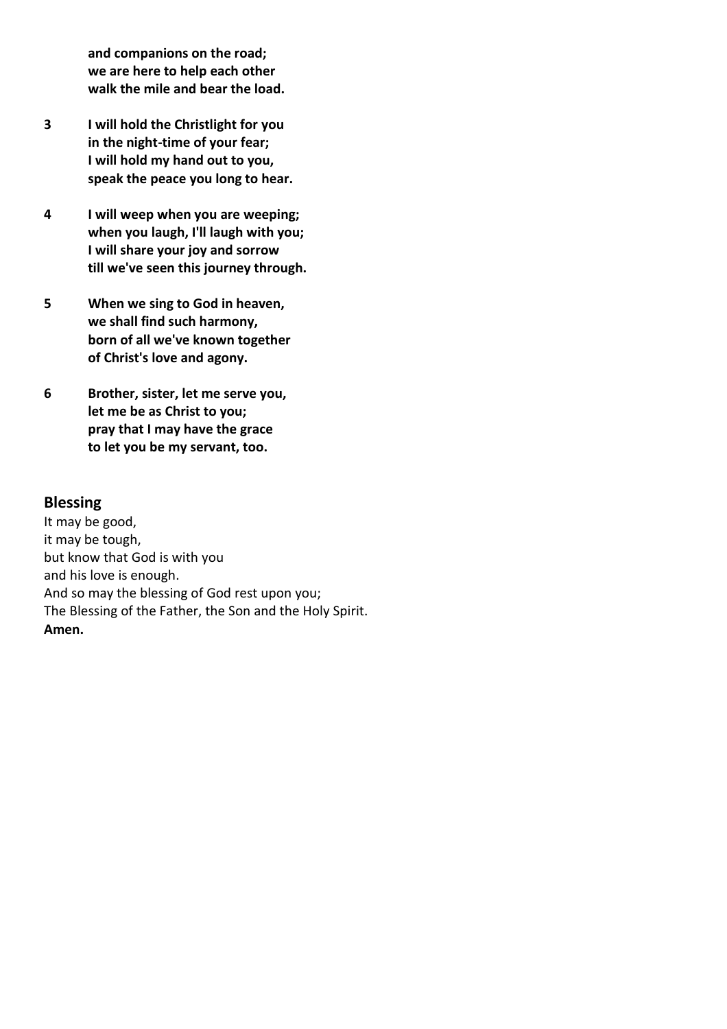**and companions on the road;**
**we are here to help each other**
**walk the mile and bear the load.**

**3** **I will hold the Christlight for you**
**in the night-time of your fear;**
**I will hold my hand out to you,**
**speak the peace you long to hear.**

**4** **I will weep when you are weeping;**
**when you laugh, I'll laugh with you;**
**I will share your joy and sorrow**
**till we've seen this journey through.**

**5** **When we sing to God in heaven,**
**we shall find such harmony,**
**born of all we've known together**
**of Christ's love and agony.**

**6** **Brother, sister, let me serve you,**
**let me be as Christ to you;**
**pray that I may have the grace**
**to let you be my servant, too.**

## Blessing

It may be good,
it may be tough,
but know that God is with you
and his love is enough.
And so may the blessing of God rest upon you;
The Blessing of the Father, the Son and the Holy Spirit.
**Amen.**